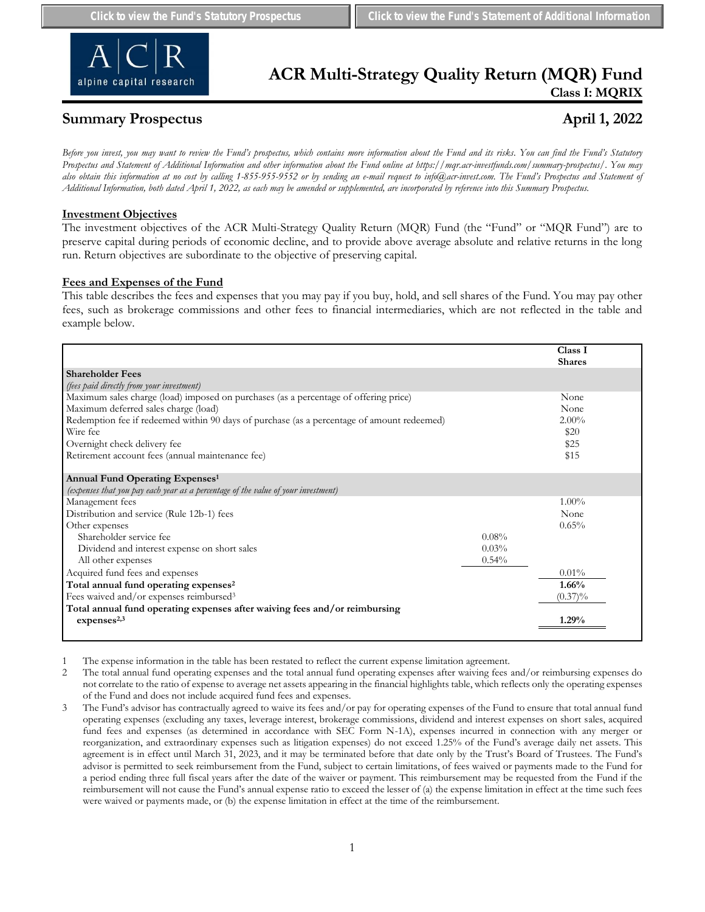Click to view the Fund's Statutory Prospectus | Click to view the Fund's Statement of Additional Information

# ACR Multi-Strategy Quality Return (MQR) Fund

**Class I: MQRIX**

## Summary Prospectus

**April 1, 2022**

*Before you invest, you may want to review the Fund's prospectus, which contains more information about the Fund and its risks. You can find the Fund's Statutory Prospectus and Statement of Additional Information and other information about the Fund online at https://mqr.acr-investfunds.com/summary-prospectus/. You may also obtain this information at no cost by calling 1-855-955-9552 or by sending an e-mail request to info@acr-invest.com. The Fund's Prospectus and Statement of Additional Information, both dated April 1, 2022, as each may be amended or supplemented, are incorporated by reference into this Summary Prospectus.*

### Investment Objectives

The investment objectives of the ACR Multi-Strategy Quality Return (MQR) Fund (the "Fund" or "MQR Fund") are to preserve capital during periods of economic decline, and to provide above average absolute and relative returns in the long run. Return objectives are subordinate to the objective of preserving capital.

### Fees and Expenses of the Fund

This table describes the fees and expenses that you may pay if you buy, hold, and sell shares of the Fund. You may pay other fees, such as brokerage commissions and other fees to financial intermediaries, which are not reflected in the table and example below.

| | | Class I Shares |
|---|---|---|
| **Shareholder Fees** | | |
| *(fees paid directly from your investment)* | | |
| Maximum sales charge (load) imposed on purchases (as a percentage of offering price) | | None |
| Maximum deferred sales charge (load) | | None |
| Redemption fee if redeemed within 90 days of purchase (as a percentage of amount redeemed) | | 2.00% |
| Wire fee | | $20 |
| Overnight check delivery fee | | $25 |
| Retirement account fees (annual maintenance fee) | | $15 |
| **Annual Fund Operating Expenses[1]** | | |
| *(expenses that you pay each year as a percentage of the value of your investment)* | | |
| Management fees | | 1.00% |
| Distribution and service (Rule 12b-1) fees | | None |
| Other expenses | | 0.65% |
| Shareholder service fee | 0.08% | |
| Dividend and interest expense on short sales | 0.03% | |
| All other expenses | 0.54% | |
| Acquired fund fees and expenses | | 0.01% |
| **Total annual fund operating expenses[2]** | | **1.66%** |
| Fees waived and/or expenses reimbursed[3] | | (0.37)% |
| **Total annual fund operating expenses after waiving fees and/or reimbursing expenses[2,3]** | | **1.29%** |

1. The expense information in the table has been restated to reflect the current expense limitation agreement.
2. The total annual fund operating expenses and the total annual fund operating expenses after waiving fees and/or reimbursing expenses do not correlate to the ratio of expense to average net assets appearing in the financial highlights table, which reflects only the operating expenses of the Fund and does not include acquired fund fees and expenses.
3. The Fund's advisor has contractually agreed to waive its fees and/or pay for operating expenses of the Fund to ensure that total annual fund operating expenses (excluding any taxes, leverage interest, brokerage commissions, dividend and interest expenses on short sales, acquired fund fees and expenses (as determined in accordance with SEC Form N-1A), expenses incurred in connection with any merger or reorganization, and extraordinary expenses such as litigation expenses) do not exceed 1.25% of the Fund's average daily net assets. This agreement is in effect until March 31, 2023, and it may be terminated before that date only by the Trust's Board of Trustees. The Fund's advisor is permitted to seek reimbursement from the Fund, subject to certain limitations, of fees waived or payments made to the Fund for a period ending three full fiscal years after the date of the waiver or payment. This reimbursement may be requested from the Fund if the reimbursement will not cause the Fund's annual expense ratio to exceed the lesser of (a) the expense limitation in effect at the time such fees were waived or payments made, or (b) the expense limitation in effect at the time of the reimbursement.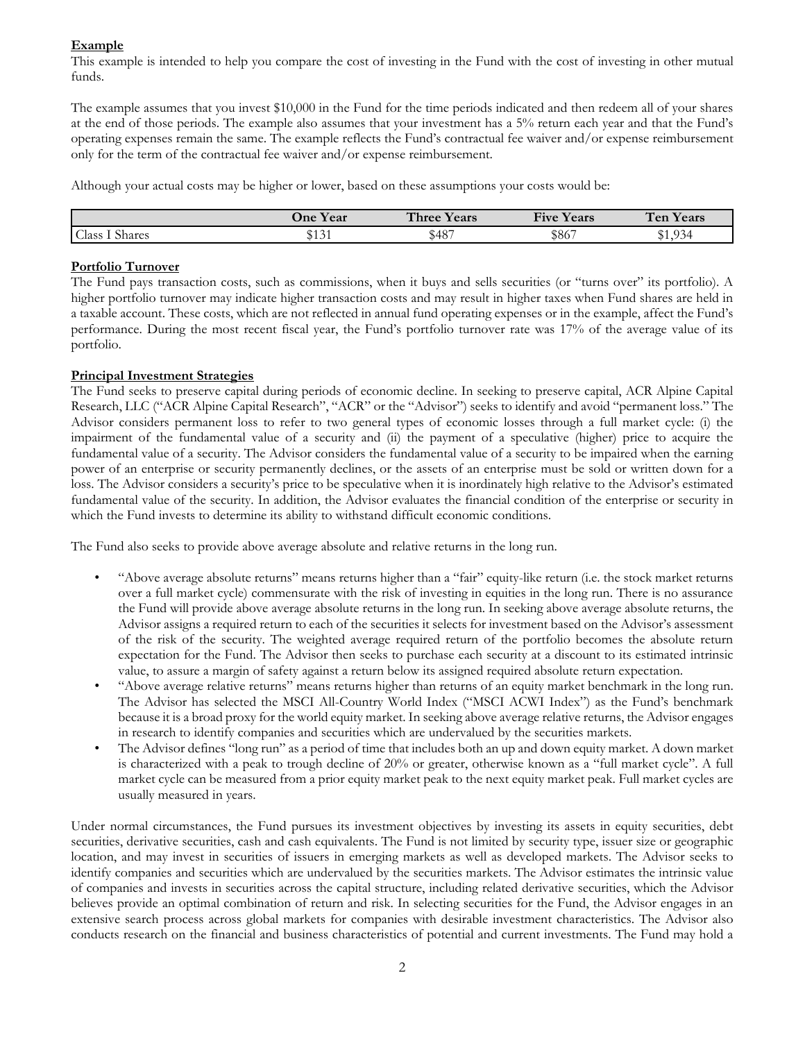**Example**

This example is intended to help you compare the cost of investing in the Fund with the cost of investing in other mutual funds.

The example assumes that you invest $10,000 in the Fund for the time periods indicated and then redeem all of your shares at the end of those periods. The example also assumes that your investment has a 5% return each year and that the Fund's operating expenses remain the same. The example reflects the Fund's contractual fee waiver and/or expense reimbursement only for the term of the contractual fee waiver and/or expense reimbursement.

Although your actual costs may be higher or lower, based on these assumptions your costs would be:

| | One Year | Three Years | Five Years | Ten Years |
|---|---|---|---|---|
| Class I Shares | $131 | $487 | $867 | $1,934 |

**Portfolio Turnover**

The Fund pays transaction costs, such as commissions, when it buys and sells securities (or "turns over" its portfolio). A higher portfolio turnover may indicate higher transaction costs and may result in higher taxes when Fund shares are held in a taxable account. These costs, which are not reflected in annual fund operating expenses or in the example, affect the Fund's performance. During the most recent fiscal year, the Fund's portfolio turnover rate was 17% of the average value of its portfolio.

**Principal Investment Strategies**

The Fund seeks to preserve capital during periods of economic decline. In seeking to preserve capital, ACR Alpine Capital Research, LLC ("ACR Alpine Capital Research", "ACR" or the "Advisor") seeks to identify and avoid "permanent loss." The Advisor considers permanent loss to refer to two general types of economic losses through a full market cycle: (i) the impairment of the fundamental value of a security and (ii) the payment of a speculative (higher) price to acquire the fundamental value of a security. The Advisor considers the fundamental value of a security to be impaired when the earning power of an enterprise or security permanently declines, or the assets of an enterprise must be sold or written down for a loss. The Advisor considers a security's price to be speculative when it is inordinately high relative to the Advisor's estimated fundamental value of the security. In addition, the Advisor evaluates the financial condition of the enterprise or security in which the Fund invests to determine its ability to withstand difficult economic conditions.

The Fund also seeks to provide above average absolute and relative returns in the long run.

- "Above average absolute returns" means returns higher than a "fair" equity-like return (i.e. the stock market returns over a full market cycle) commensurate with the risk of investing in equities in the long run. There is no assurance the Fund will provide above average absolute returns in the long run. In seeking above average absolute returns, the Advisor assigns a required return to each of the securities it selects for investment based on the Advisor's assessment of the risk of the security. The weighted average required return of the portfolio becomes the absolute return expectation for the Fund. The Advisor then seeks to purchase each security at a discount to its estimated intrinsic value, to assure a margin of safety against a return below its assigned required absolute return expectation.
- "Above average relative returns" means returns higher than returns of an equity market benchmark in the long run. The Advisor has selected the MSCI All-Country World Index ("MSCI ACWI Index") as the Fund's benchmark because it is a broad proxy for the world equity market. In seeking above average relative returns, the Advisor engages in research to identify companies and securities which are undervalued by the securities markets.
- The Advisor defines "long run" as a period of time that includes both an up and down equity market. A down market is characterized with a peak to trough decline of 20% or greater, otherwise known as a "full market cycle". A full market cycle can be measured from a prior equity market peak to the next equity market peak. Full market cycles are usually measured in years.

Under normal circumstances, the Fund pursues its investment objectives by investing its assets in equity securities, debt securities, derivative securities, cash and cash equivalents. The Fund is not limited by security type, issuer size or geographic location, and may invest in securities of issuers in emerging markets as well as developed markets. The Advisor seeks to identify companies and securities which are undervalued by the securities markets. The Advisor estimates the intrinsic value of companies and invests in securities across the capital structure, including related derivative securities, which the Advisor believes provide an optimal combination of return and risk. In selecting securities for the Fund, the Advisor engages in an extensive search process across global markets for companies with desirable investment characteristics. The Advisor also conducts research on the financial and business characteristics of potential and current investments. The Fund may hold a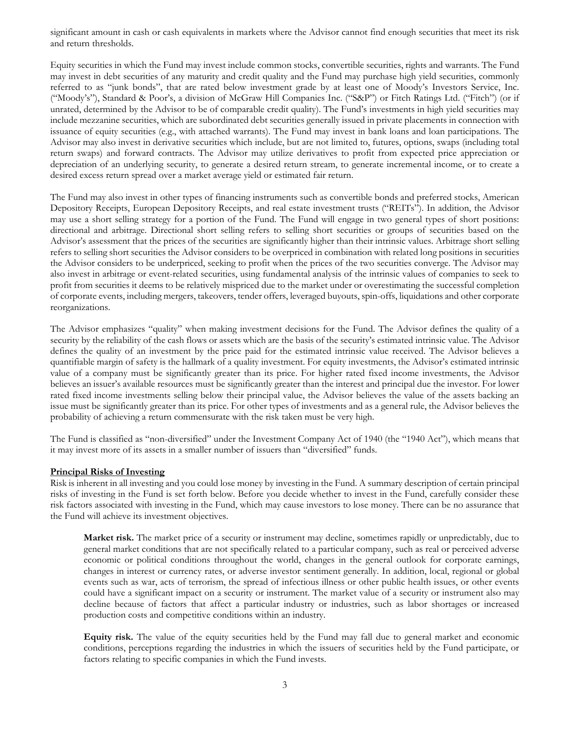significant amount in cash or cash equivalents in markets where the Advisor cannot find enough securities that meet its risk and return thresholds.

Equity securities in which the Fund may invest include common stocks, convertible securities, rights and warrants. The Fund may invest in debt securities of any maturity and credit quality and the Fund may purchase high yield securities, commonly referred to as "junk bonds", that are rated below investment grade by at least one of Moody's Investors Service, Inc. ("Moody's"), Standard & Poor's, a division of McGraw Hill Companies Inc. ("S&P") or Fitch Ratings Ltd. ("Fitch") (or if unrated, determined by the Advisor to be of comparable credit quality). The Fund's investments in high yield securities may include mezzanine securities, which are subordinated debt securities generally issued in private placements in connection with issuance of equity securities (e.g., with attached warrants). The Fund may invest in bank loans and loan participations. The Advisor may also invest in derivative securities which include, but are not limited to, futures, options, swaps (including total return swaps) and forward contracts. The Advisor may utilize derivatives to profit from expected price appreciation or depreciation of an underlying security, to generate a desired return stream, to generate incremental income, or to create a desired excess return spread over a market average yield or estimated fair return.

The Fund may also invest in other types of financing instruments such as convertible bonds and preferred stocks, American Depository Receipts, European Depository Receipts, and real estate investment trusts ("REITs"). In addition, the Advisor may use a short selling strategy for a portion of the Fund. The Fund will engage in two general types of short positions: directional and arbitrage. Directional short selling refers to selling short securities or groups of securities based on the Advisor's assessment that the prices of the securities are significantly higher than their intrinsic values. Arbitrage short selling refers to selling short securities the Advisor considers to be overpriced in combination with related long positions in securities the Advisor considers to be underpriced, seeking to profit when the prices of the two securities converge. The Advisor may also invest in arbitrage or event-related securities, using fundamental analysis of the intrinsic values of companies to seek to profit from securities it deems to be relatively mispriced due to the market under or overestimating the successful completion of corporate events, including mergers, takeovers, tender offers, leveraged buyouts, spin-offs, liquidations and other corporate reorganizations.

The Advisor emphasizes "quality" when making investment decisions for the Fund. The Advisor defines the quality of a security by the reliability of the cash flows or assets which are the basis of the security's estimated intrinsic value. The Advisor defines the quality of an investment by the price paid for the estimated intrinsic value received. The Advisor believes a quantifiable margin of safety is the hallmark of a quality investment. For equity investments, the Advisor's estimated intrinsic value of a company must be significantly greater than its price. For higher rated fixed income investments, the Advisor believes an issuer's available resources must be significantly greater than the interest and principal due the investor. For lower rated fixed income investments selling below their principal value, the Advisor believes the value of the assets backing an issue must be significantly greater than its price. For other types of investments and as a general rule, the Advisor believes the probability of achieving a return commensurate with the risk taken must be very high.

The Fund is classified as "non-diversified" under the Investment Company Act of 1940 (the "1940 Act"), which means that it may invest more of its assets in a smaller number of issuers than "diversified" funds.

## Principal Risks of Investing

Risk is inherent in all investing and you could lose money by investing in the Fund. A summary description of certain principal risks of investing in the Fund is set forth below. Before you decide whether to invest in the Fund, carefully consider these risk factors associated with investing in the Fund, which may cause investors to lose money. There can be no assurance that the Fund will achieve its investment objectives.

**Market risk.** The market price of a security or instrument may decline, sometimes rapidly or unpredictably, due to general market conditions that are not specifically related to a particular company, such as real or perceived adverse economic or political conditions throughout the world, changes in the general outlook for corporate earnings, changes in interest or currency rates, or adverse investor sentiment generally. In addition, local, regional or global events such as war, acts of terrorism, the spread of infectious illness or other public health issues, or other events could have a significant impact on a security or instrument. The market value of a security or instrument also may decline because of factors that affect a particular industry or industries, such as labor shortages or increased production costs and competitive conditions within an industry.

**Equity risk.** The value of the equity securities held by the Fund may fall due to general market and economic conditions, perceptions regarding the industries in which the issuers of securities held by the Fund participate, or factors relating to specific companies in which the Fund invests.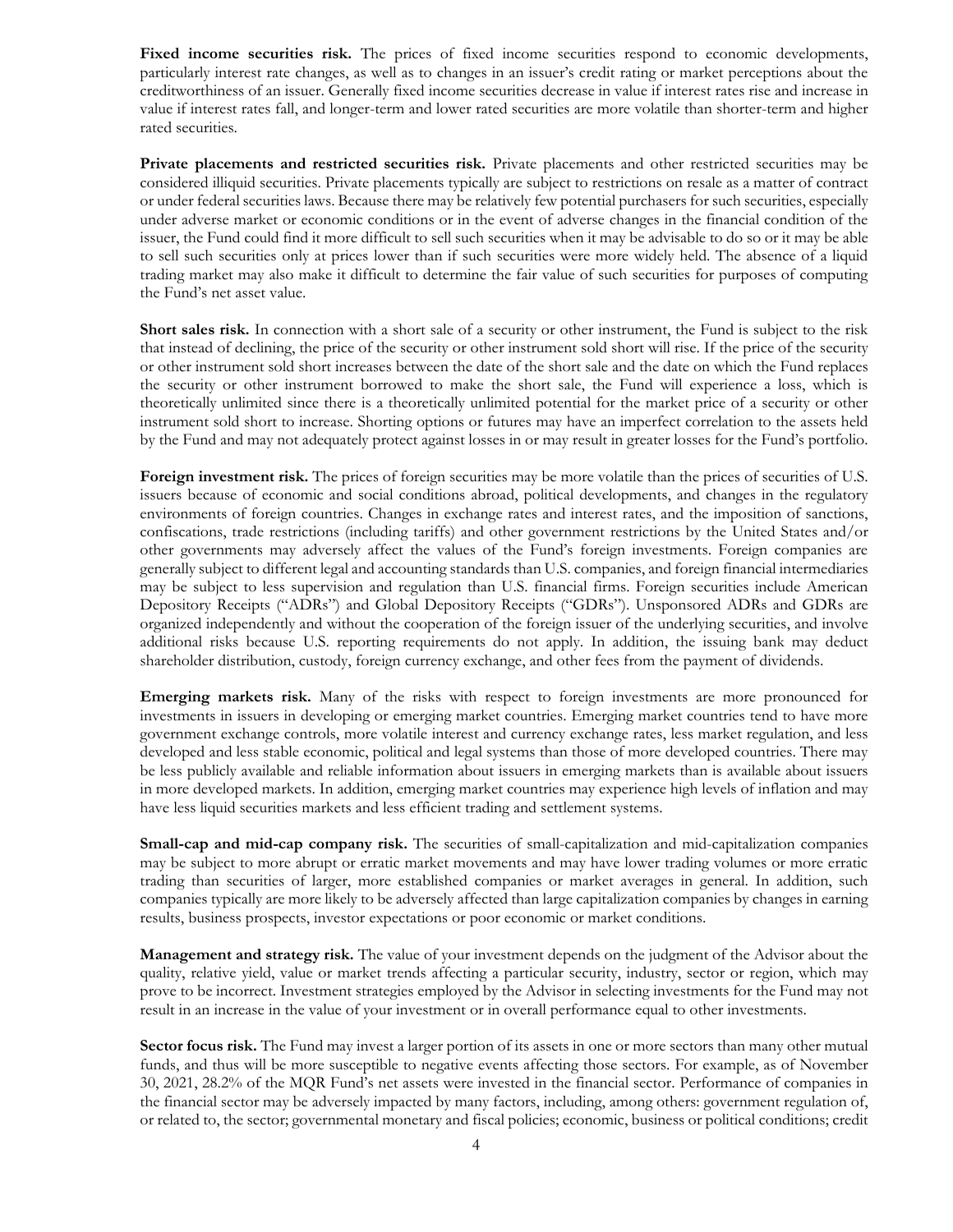**Fixed income securities risk.** The prices of fixed income securities respond to economic developments, particularly interest rate changes, as well as to changes in an issuer's credit rating or market perceptions about the creditworthiness of an issuer. Generally fixed income securities decrease in value if interest rates rise and increase in value if interest rates fall, and longer-term and lower rated securities are more volatile than shorter-term and higher rated securities.

**Private placements and restricted securities risk.** Private placements and other restricted securities may be considered illiquid securities. Private placements typically are subject to restrictions on resale as a matter of contract or under federal securities laws. Because there may be relatively few potential purchasers for such securities, especially under adverse market or economic conditions or in the event of adverse changes in the financial condition of the issuer, the Fund could find it more difficult to sell such securities when it may be advisable to do so or it may be able to sell such securities only at prices lower than if such securities were more widely held. The absence of a liquid trading market may also make it difficult to determine the fair value of such securities for purposes of computing the Fund's net asset value.

**Short sales risk.** In connection with a short sale of a security or other instrument, the Fund is subject to the risk that instead of declining, the price of the security or other instrument sold short will rise. If the price of the security or other instrument sold short increases between the date of the short sale and the date on which the Fund replaces the security or other instrument borrowed to make the short sale, the Fund will experience a loss, which is theoretically unlimited since there is a theoretically unlimited potential for the market price of a security or other instrument sold short to increase. Shorting options or futures may have an imperfect correlation to the assets held by the Fund and may not adequately protect against losses in or may result in greater losses for the Fund's portfolio.

**Foreign investment risk.** The prices of foreign securities may be more volatile than the prices of securities of U.S. issuers because of economic and social conditions abroad, political developments, and changes in the regulatory environments of foreign countries. Changes in exchange rates and interest rates, and the imposition of sanctions, confiscations, trade restrictions (including tariffs) and other government restrictions by the United States and/or other governments may adversely affect the values of the Fund's foreign investments. Foreign companies are generally subject to different legal and accounting standards than U.S. companies, and foreign financial intermediaries may be subject to less supervision and regulation than U.S. financial firms. Foreign securities include American Depository Receipts ("ADRs") and Global Depository Receipts ("GDRs"). Unsponsored ADRs and GDRs are organized independently and without the cooperation of the foreign issuer of the underlying securities, and involve additional risks because U.S. reporting requirements do not apply. In addition, the issuing bank may deduct shareholder distribution, custody, foreign currency exchange, and other fees from the payment of dividends.

**Emerging markets risk.** Many of the risks with respect to foreign investments are more pronounced for investments in issuers in developing or emerging market countries. Emerging market countries tend to have more government exchange controls, more volatile interest and currency exchange rates, less market regulation, and less developed and less stable economic, political and legal systems than those of more developed countries. There may be less publicly available and reliable information about issuers in emerging markets than is available about issuers in more developed markets. In addition, emerging market countries may experience high levels of inflation and may have less liquid securities markets and less efficient trading and settlement systems.

**Small-cap and mid-cap company risk.** The securities of small-capitalization and mid-capitalization companies may be subject to more abrupt or erratic market movements and may have lower trading volumes or more erratic trading than securities of larger, more established companies or market averages in general. In addition, such companies typically are more likely to be adversely affected than large capitalization companies by changes in earning results, business prospects, investor expectations or poor economic or market conditions.

**Management and strategy risk.** The value of your investment depends on the judgment of the Advisor about the quality, relative yield, value or market trends affecting a particular security, industry, sector or region, which may prove to be incorrect. Investment strategies employed by the Advisor in selecting investments for the Fund may not result in an increase in the value of your investment or in overall performance equal to other investments.

**Sector focus risk.** The Fund may invest a larger portion of its assets in one or more sectors than many other mutual funds, and thus will be more susceptible to negative events affecting those sectors. For example, as of November 30, 2021, 28.2% of the MQR Fund's net assets were invested in the financial sector. Performance of companies in the financial sector may be adversely impacted by many factors, including, among others: government regulation of, or related to, the sector; governmental monetary and fiscal policies; economic, business or political conditions; credit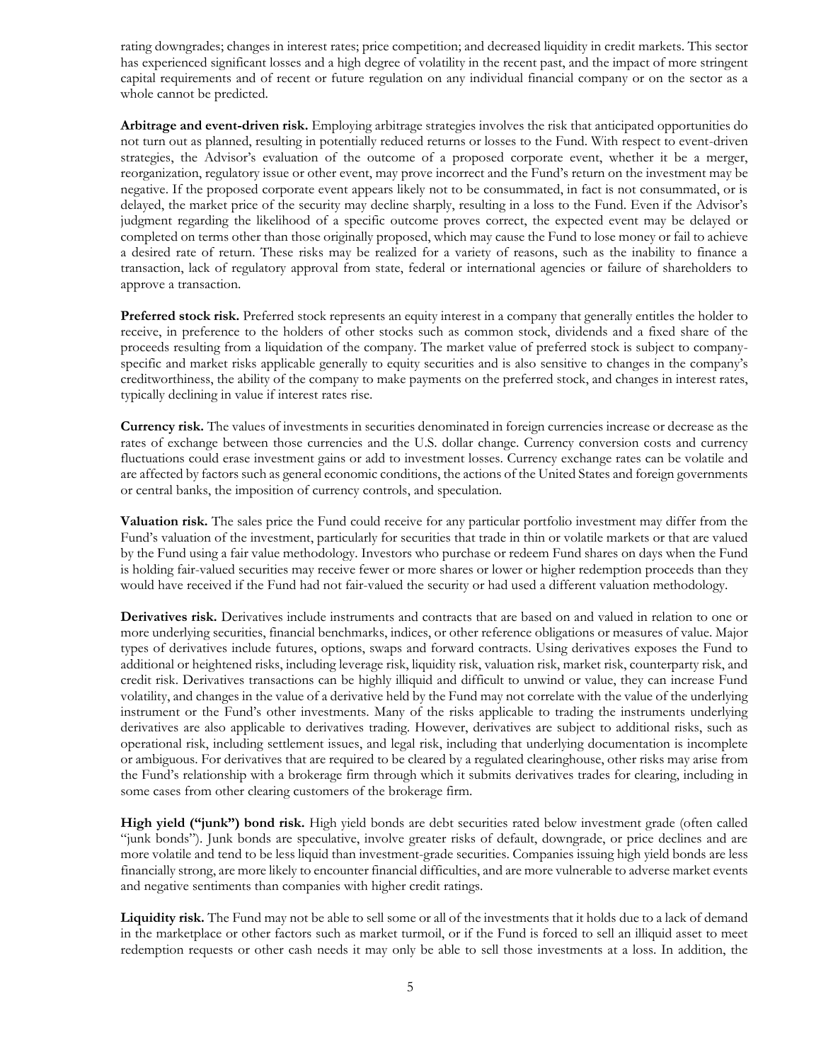rating downgrades; changes in interest rates; price competition; and decreased liquidity in credit markets. This sector has experienced significant losses and a high degree of volatility in the recent past, and the impact of more stringent capital requirements and of recent or future regulation on any individual financial company or on the sector as a whole cannot be predicted.

**Arbitrage and event-driven risk.** Employing arbitrage strategies involves the risk that anticipated opportunities do not turn out as planned, resulting in potentially reduced returns or losses to the Fund. With respect to event-driven strategies, the Advisor's evaluation of the outcome of a proposed corporate event, whether it be a merger, reorganization, regulatory issue or other event, may prove incorrect and the Fund's return on the investment may be negative. If the proposed corporate event appears likely not to be consummated, in fact is not consummated, or is delayed, the market price of the security may decline sharply, resulting in a loss to the Fund. Even if the Advisor's judgment regarding the likelihood of a specific outcome proves correct, the expected event may be delayed or completed on terms other than those originally proposed, which may cause the Fund to lose money or fail to achieve a desired rate of return. These risks may be realized for a variety of reasons, such as the inability to finance a transaction, lack of regulatory approval from state, federal or international agencies or failure of shareholders to approve a transaction.

**Preferred stock risk.** Preferred stock represents an equity interest in a company that generally entitles the holder to receive, in preference to the holders of other stocks such as common stock, dividends and a fixed share of the proceeds resulting from a liquidation of the company. The market value of preferred stock is subject to company-specific and market risks applicable generally to equity securities and is also sensitive to changes in the company's creditworthiness, the ability of the company to make payments on the preferred stock, and changes in interest rates, typically declining in value if interest rates rise.

**Currency risk.** The values of investments in securities denominated in foreign currencies increase or decrease as the rates of exchange between those currencies and the U.S. dollar change. Currency conversion costs and currency fluctuations could erase investment gains or add to investment losses. Currency exchange rates can be volatile and are affected by factors such as general economic conditions, the actions of the United States and foreign governments or central banks, the imposition of currency controls, and speculation.

**Valuation risk.** The sales price the Fund could receive for any particular portfolio investment may differ from the Fund's valuation of the investment, particularly for securities that trade in thin or volatile markets or that are valued by the Fund using a fair value methodology. Investors who purchase or redeem Fund shares on days when the Fund is holding fair-valued securities may receive fewer or more shares or lower or higher redemption proceeds than they would have received if the Fund had not fair-valued the security or had used a different valuation methodology.

**Derivatives risk.** Derivatives include instruments and contracts that are based on and valued in relation to one or more underlying securities, financial benchmarks, indices, or other reference obligations or measures of value. Major types of derivatives include futures, options, swaps and forward contracts. Using derivatives exposes the Fund to additional or heightened risks, including leverage risk, liquidity risk, valuation risk, market risk, counterparty risk, and credit risk. Derivatives transactions can be highly illiquid and difficult to unwind or value, they can increase Fund volatility, and changes in the value of a derivative held by the Fund may not correlate with the value of the underlying instrument or the Fund's other investments. Many of the risks applicable to trading the instruments underlying derivatives are also applicable to derivatives trading. However, derivatives are subject to additional risks, such as operational risk, including settlement issues, and legal risk, including that underlying documentation is incomplete or ambiguous. For derivatives that are required to be cleared by a regulated clearinghouse, other risks may arise from the Fund's relationship with a brokerage firm through which it submits derivatives trades for clearing, including in some cases from other clearing customers of the brokerage firm.

**High yield ("junk") bond risk.** High yield bonds are debt securities rated below investment grade (often called "junk bonds"). Junk bonds are speculative, involve greater risks of default, downgrade, or price declines and are more volatile and tend to be less liquid than investment-grade securities. Companies issuing high yield bonds are less financially strong, are more likely to encounter financial difficulties, and are more vulnerable to adverse market events and negative sentiments than companies with higher credit ratings.

**Liquidity risk.** The Fund may not be able to sell some or all of the investments that it holds due to a lack of demand in the marketplace or other factors such as market turmoil, or if the Fund is forced to sell an illiquid asset to meet redemption requests or other cash needs it may only be able to sell those investments at a loss. In addition, the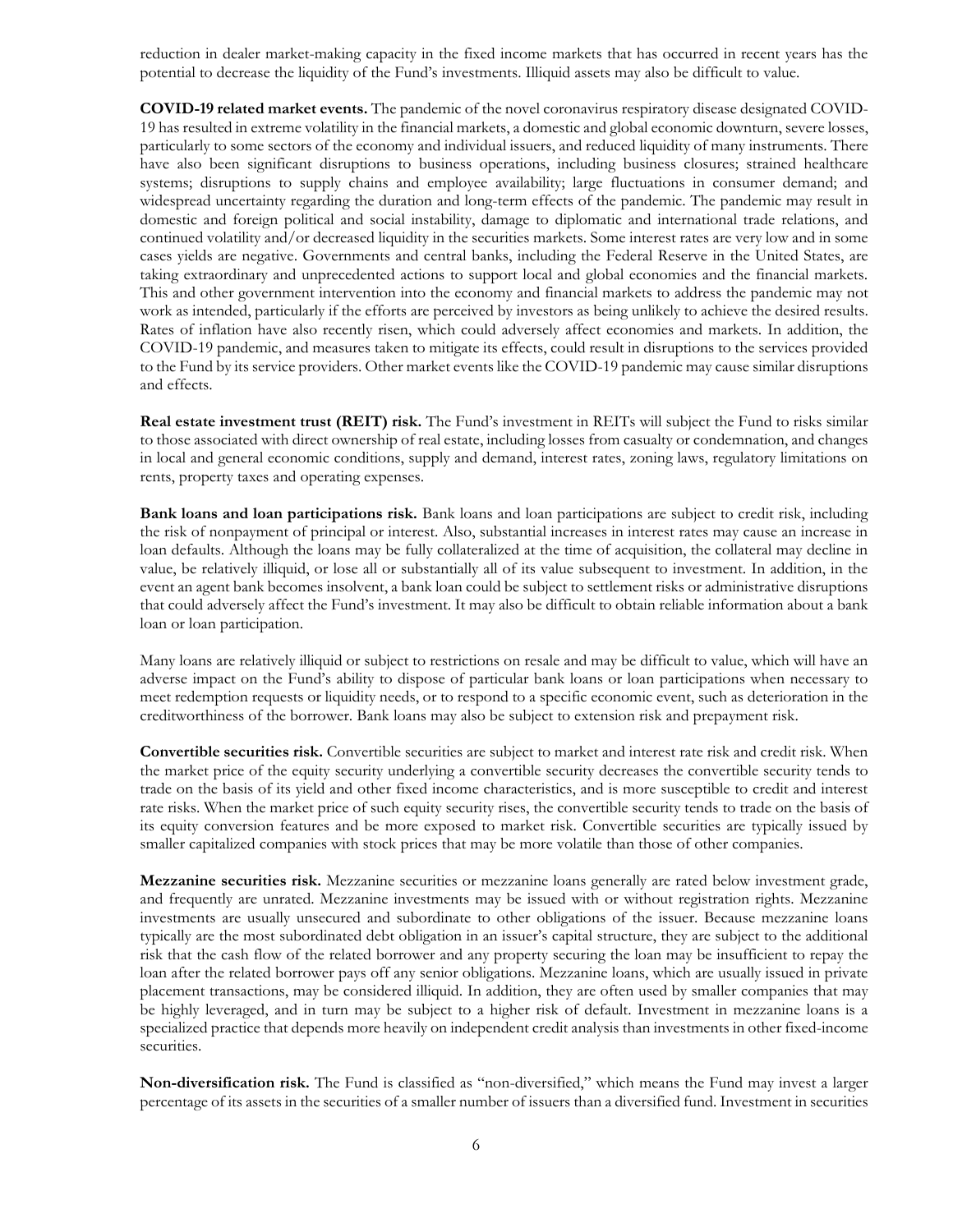reduction in dealer market-making capacity in the fixed income markets that has occurred in recent years has the potential to decrease the liquidity of the Fund's investments. Illiquid assets may also be difficult to value.

**COVID-19 related market events.** The pandemic of the novel coronavirus respiratory disease designated COVID-19 has resulted in extreme volatility in the financial markets, a domestic and global economic downturn, severe losses, particularly to some sectors of the economy and individual issuers, and reduced liquidity of many instruments. There have also been significant disruptions to business operations, including business closures; strained healthcare systems; disruptions to supply chains and employee availability; large fluctuations in consumer demand; and widespread uncertainty regarding the duration and long-term effects of the pandemic. The pandemic may result in domestic and foreign political and social instability, damage to diplomatic and international trade relations, and continued volatility and/or decreased liquidity in the securities markets. Some interest rates are very low and in some cases yields are negative. Governments and central banks, including the Federal Reserve in the United States, are taking extraordinary and unprecedented actions to support local and global economies and the financial markets. This and other government intervention into the economy and financial markets to address the pandemic may not work as intended, particularly if the efforts are perceived by investors as being unlikely to achieve the desired results. Rates of inflation have also recently risen, which could adversely affect economies and markets. In addition, the COVID-19 pandemic, and measures taken to mitigate its effects, could result in disruptions to the services provided to the Fund by its service providers. Other market events like the COVID-19 pandemic may cause similar disruptions and effects.

**Real estate investment trust (REIT) risk.** The Fund's investment in REITs will subject the Fund to risks similar to those associated with direct ownership of real estate, including losses from casualty or condemnation, and changes in local and general economic conditions, supply and demand, interest rates, zoning laws, regulatory limitations on rents, property taxes and operating expenses.

**Bank loans and loan participations risk.** Bank loans and loan participations are subject to credit risk, including the risk of nonpayment of principal or interest. Also, substantial increases in interest rates may cause an increase in loan defaults. Although the loans may be fully collateralized at the time of acquisition, the collateral may decline in value, be relatively illiquid, or lose all or substantially all of its value subsequent to investment. In addition, in the event an agent bank becomes insolvent, a bank loan could be subject to settlement risks or administrative disruptions that could adversely affect the Fund's investment. It may also be difficult to obtain reliable information about a bank loan or loan participation.

Many loans are relatively illiquid or subject to restrictions on resale and may be difficult to value, which will have an adverse impact on the Fund's ability to dispose of particular bank loans or loan participations when necessary to meet redemption requests or liquidity needs, or to respond to a specific economic event, such as deterioration in the creditworthiness of the borrower. Bank loans may also be subject to extension risk and prepayment risk.

**Convertible securities risk.** Convertible securities are subject to market and interest rate risk and credit risk. When the market price of the equity security underlying a convertible security decreases the convertible security tends to trade on the basis of its yield and other fixed income characteristics, and is more susceptible to credit and interest rate risks. When the market price of such equity security rises, the convertible security tends to trade on the basis of its equity conversion features and be more exposed to market risk. Convertible securities are typically issued by smaller capitalized companies with stock prices that may be more volatile than those of other companies.

**Mezzanine securities risk.** Mezzanine securities or mezzanine loans generally are rated below investment grade, and frequently are unrated. Mezzanine investments may be issued with or without registration rights. Mezzanine investments are usually unsecured and subordinate to other obligations of the issuer. Because mezzanine loans typically are the most subordinated debt obligation in an issuer's capital structure, they are subject to the additional risk that the cash flow of the related borrower and any property securing the loan may be insufficient to repay the loan after the related borrower pays off any senior obligations. Mezzanine loans, which are usually issued in private placement transactions, may be considered illiquid. In addition, they are often used by smaller companies that may be highly leveraged, and in turn may be subject to a higher risk of default. Investment in mezzanine loans is a specialized practice that depends more heavily on independent credit analysis than investments in other fixed-income securities.

**Non-diversification risk.** The Fund is classified as "non-diversified," which means the Fund may invest a larger percentage of its assets in the securities of a smaller number of issuers than a diversified fund. Investment in securities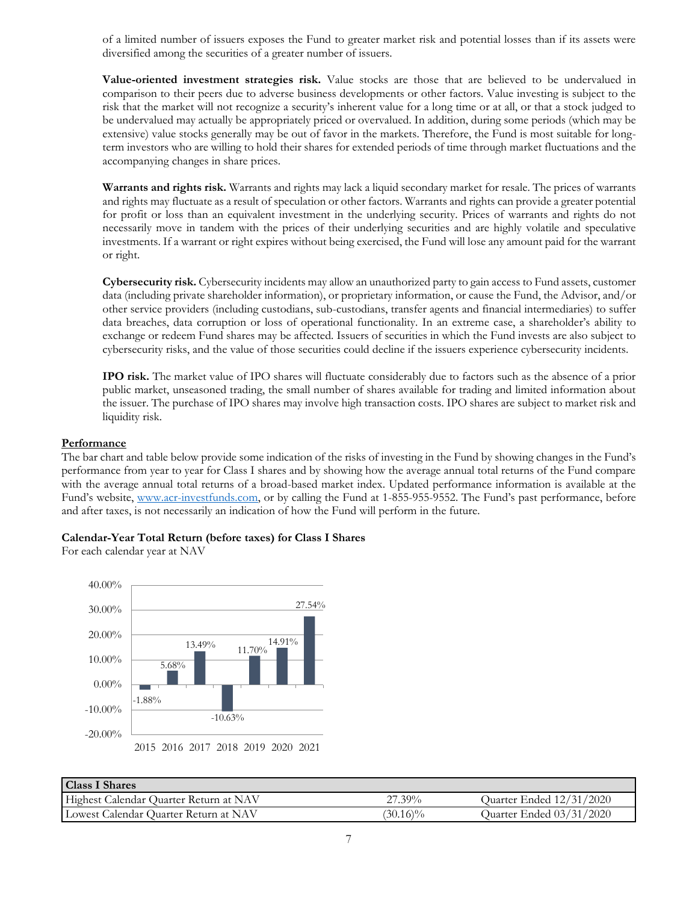of a limited number of issuers exposes the Fund to greater market risk and potential losses than if its assets were diversified among the securities of a greater number of issuers.

**Value-oriented investment strategies risk.** Value stocks are those that are believed to be undervalued in comparison to their peers due to adverse business developments or other factors. Value investing is subject to the risk that the market will not recognize a security's inherent value for a long time or at all, or that a stock judged to be undervalued may actually be appropriately priced or overvalued. In addition, during some periods (which may be extensive) value stocks generally may be out of favor in the markets. Therefore, the Fund is most suitable for long-term investors who are willing to hold their shares for extended periods of time through market fluctuations and the accompanying changes in share prices.

**Warrants and rights risk.** Warrants and rights may lack a liquid secondary market for resale. The prices of warrants and rights may fluctuate as a result of speculation or other factors. Warrants and rights can provide a greater potential for profit or loss than an equivalent investment in the underlying security. Prices of warrants and rights do not necessarily move in tandem with the prices of their underlying securities and are highly volatile and speculative investments. If a warrant or right expires without being exercised, the Fund will lose any amount paid for the warrant or right.

**Cybersecurity risk.** Cybersecurity incidents may allow an unauthorized party to gain access to Fund assets, customer data (including private shareholder information), or proprietary information, or cause the Fund, the Advisor, and/or other service providers (including custodians, sub-custodians, transfer agents and financial intermediaries) to suffer data breaches, data corruption or loss of operational functionality. In an extreme case, a shareholder's ability to exchange or redeem Fund shares may be affected. Issuers of securities in which the Fund invests are also subject to cybersecurity risks, and the value of those securities could decline if the issuers experience cybersecurity incidents.

**IPO risk.** The market value of IPO shares will fluctuate considerably due to factors such as the absence of a prior public market, unseasoned trading, the small number of shares available for trading and limited information about the issuer. The purchase of IPO shares may involve high transaction costs. IPO shares are subject to market risk and liquidity risk.

**Performance**

The bar chart and table below provide some indication of the risks of investing in the Fund by showing changes in the Fund's performance from year to year for Class I shares and by showing how the average annual total returns of the Fund compare with the average annual total returns of a broad-based market index. Updated performance information is available at the Fund's website, www.acr-investfunds.com, or by calling the Fund at 1-855-955-9552. The Fund's past performance, before and after taxes, is not necessarily an indication of how the Fund will perform in the future.

**Calendar-Year Total Return (before taxes) for Class I Shares**

For each calendar year at NAV

| Year | Return |
|---|---|
| 2015 | -1.88% |
| 2016 | 5.68% |
| 2017 | 13.49% |
| 2018 | -10.63% |
| 2019 | 11.70% |
| 2020 | 14.91% |
| 2021 | 27.54% |

| Class I Shares | | |
|---|---|---|
| Highest Calendar Quarter Return at NAV | 27.39% | Quarter Ended 12/31/2020 |
| Lowest Calendar Quarter Return at NAV | (30.16)% | Quarter Ended 03/31/2020 |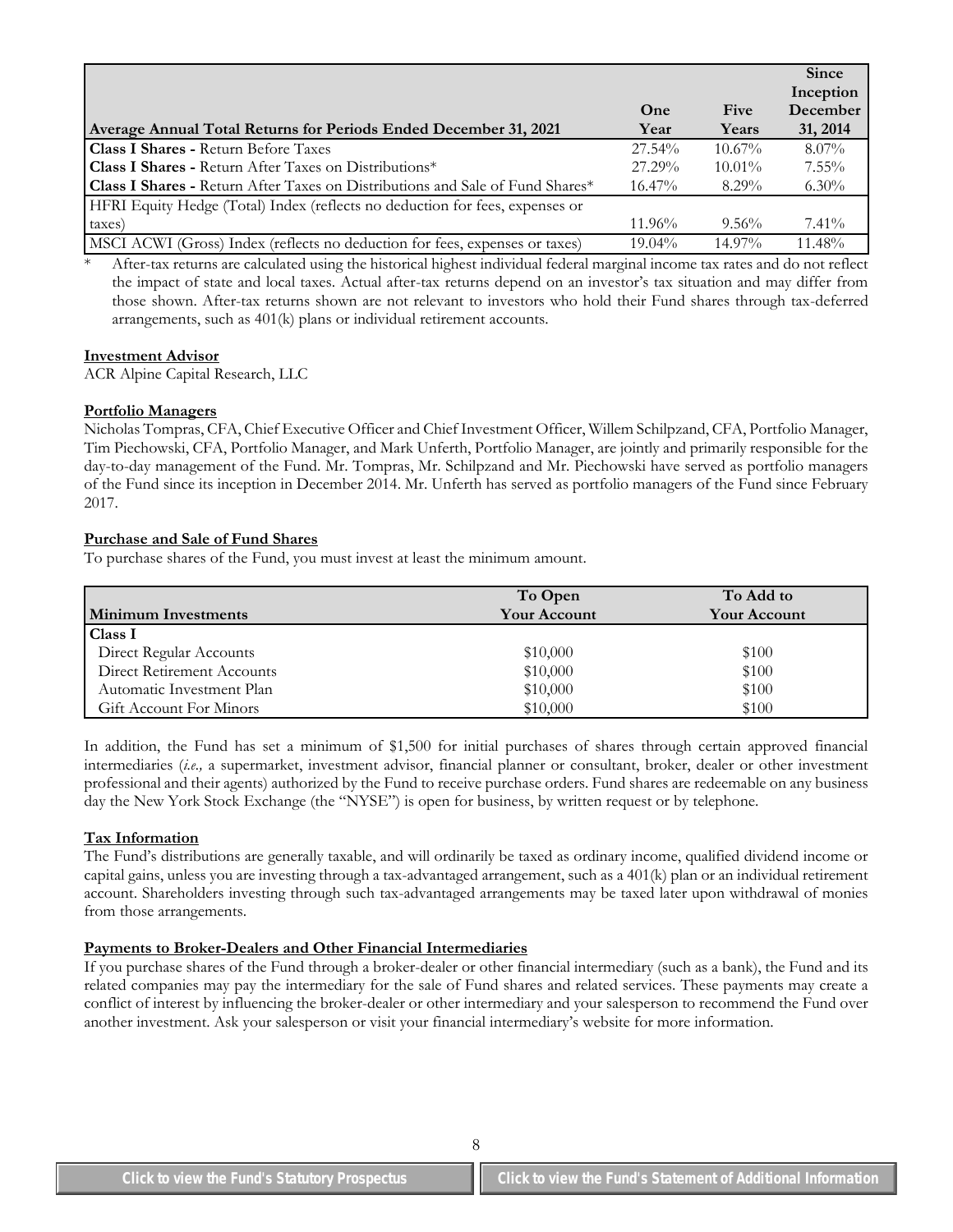| Average Annual Total Returns for Periods Ended December 31, 2021 | One Year | Five Years | Since Inception December 31, 2014 |
|---|---|---|---|
| **Class I Shares -** Return Before Taxes | 27.54% | 10.67% | 8.07% |
| **Class I Shares -** Return After Taxes on Distributions* | 27.29% | 10.01% | 7.55% |
| **Class I Shares -** Return After Taxes on Distributions and Sale of Fund Shares* | 16.47% | 8.29% | 6.30% |
| HFRI Equity Hedge (Total) Index (reflects no deduction for fees, expenses or taxes) | 11.96% | 9.56% | 7.41% |
| MSCI ACWI (Gross) Index (reflects no deduction for fees, expenses or taxes) | 19.04% | 14.97% | 11.48% |

\* After-tax returns are calculated using the historical highest individual federal marginal income tax rates and do not reflect the impact of state and local taxes. Actual after-tax returns depend on an investor's tax situation and may differ from those shown. After-tax returns shown are not relevant to investors who hold their Fund shares through tax-deferred arrangements, such as 401(k) plans or individual retirement accounts.

## Investment Advisor

ACR Alpine Capital Research, LLC

## Portfolio Managers

Nicholas Tompras, CFA, Chief Executive Officer and Chief Investment Officer, Willem Schilpzand, CFA, Portfolio Manager, Tim Piechowski, CFA, Portfolio Manager, and Mark Unferth, Portfolio Manager, are jointly and primarily responsible for the day-to-day management of the Fund. Mr. Tompras, Mr. Schilpzand and Mr. Piechowski have served as portfolio managers of the Fund since its inception in December 2014. Mr. Unferth has served as portfolio managers of the Fund since February 2017.

## Purchase and Sale of Fund Shares

To purchase shares of the Fund, you must invest at least the minimum amount.

| Minimum Investments | To Open Your Account | To Add to Your Account |
|---|---|---|
| **Class I** | | |
| Direct Regular Accounts | $10,000 | $100 |
| Direct Retirement Accounts | $10,000 | $100 |
| Automatic Investment Plan | $10,000 | $100 |
| Gift Account For Minors | $10,000 | $100 |

In addition, the Fund has set a minimum of $1,500 for initial purchases of shares through certain approved financial intermediaries (*i.e.,* a supermarket, investment advisor, financial planner or consultant, broker, dealer or other investment professional and their agents) authorized by the Fund to receive purchase orders. Fund shares are redeemable on any business day the New York Stock Exchange (the "NYSE") is open for business, by written request or by telephone.

## Tax Information

The Fund's distributions are generally taxable, and will ordinarily be taxed as ordinary income, qualified dividend income or capital gains, unless you are investing through a tax-advantaged arrangement, such as a 401(k) plan or an individual retirement account. Shareholders investing through such tax-advantaged arrangements may be taxed later upon withdrawal of monies from those arrangements.

## Payments to Broker-Dealers and Other Financial Intermediaries

If you purchase shares of the Fund through a broker-dealer or other financial intermediary (such as a bank), the Fund and its related companies may pay the intermediary for the sale of Fund shares and related services. These payments may create a conflict of interest by influencing the broker-dealer or other intermediary and your salesperson to recommend the Fund over another investment. Ask your salesperson or visit your financial intermediary's website for more information.

Click to view the Fund's Statutory Prospectus | Click to view the Fund's Statement of Additional Information